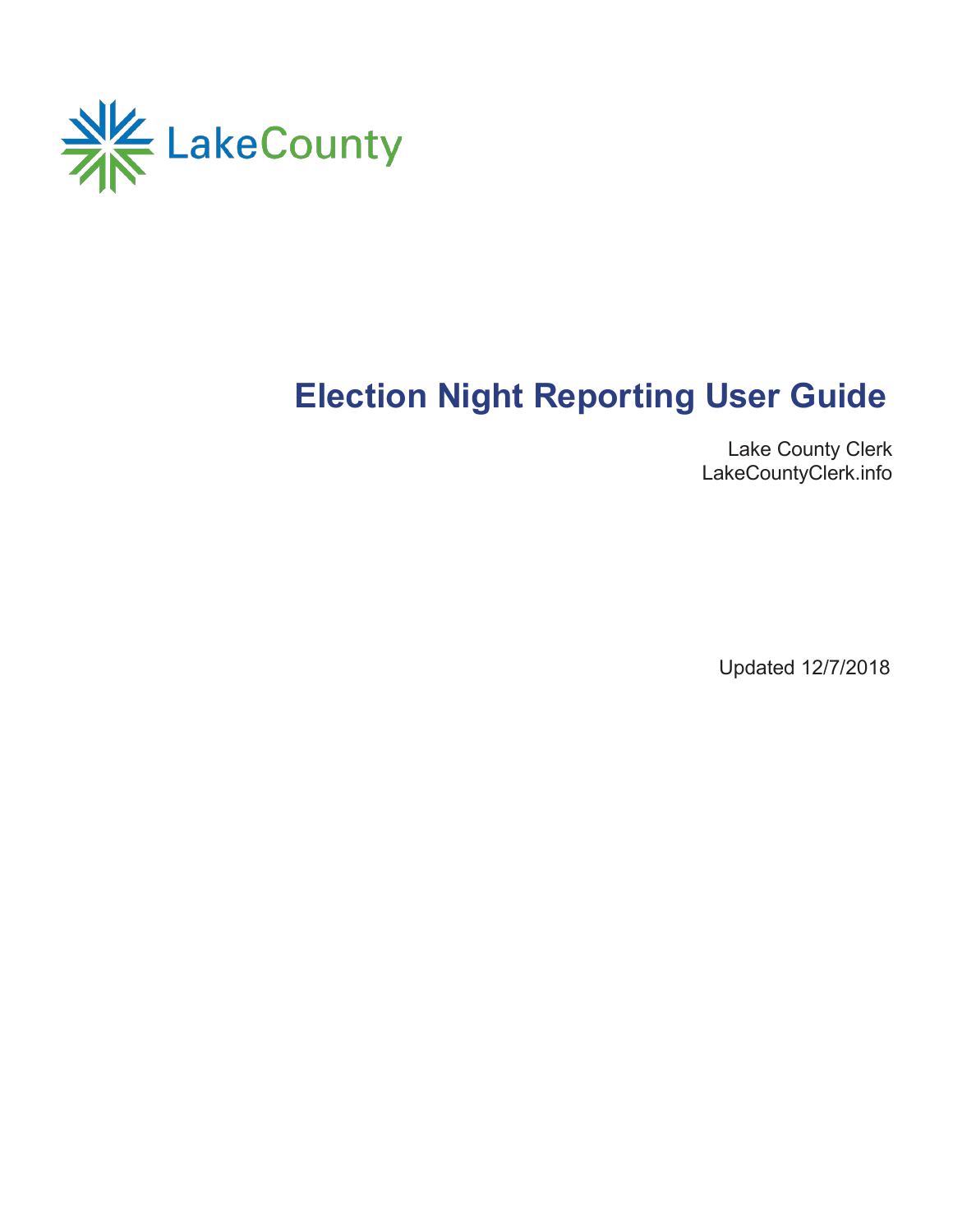LakeCounty

# Election Night Reporting User Guide

Lake County Clerk
LakeCountyClerk.info

Updated 12/7/2018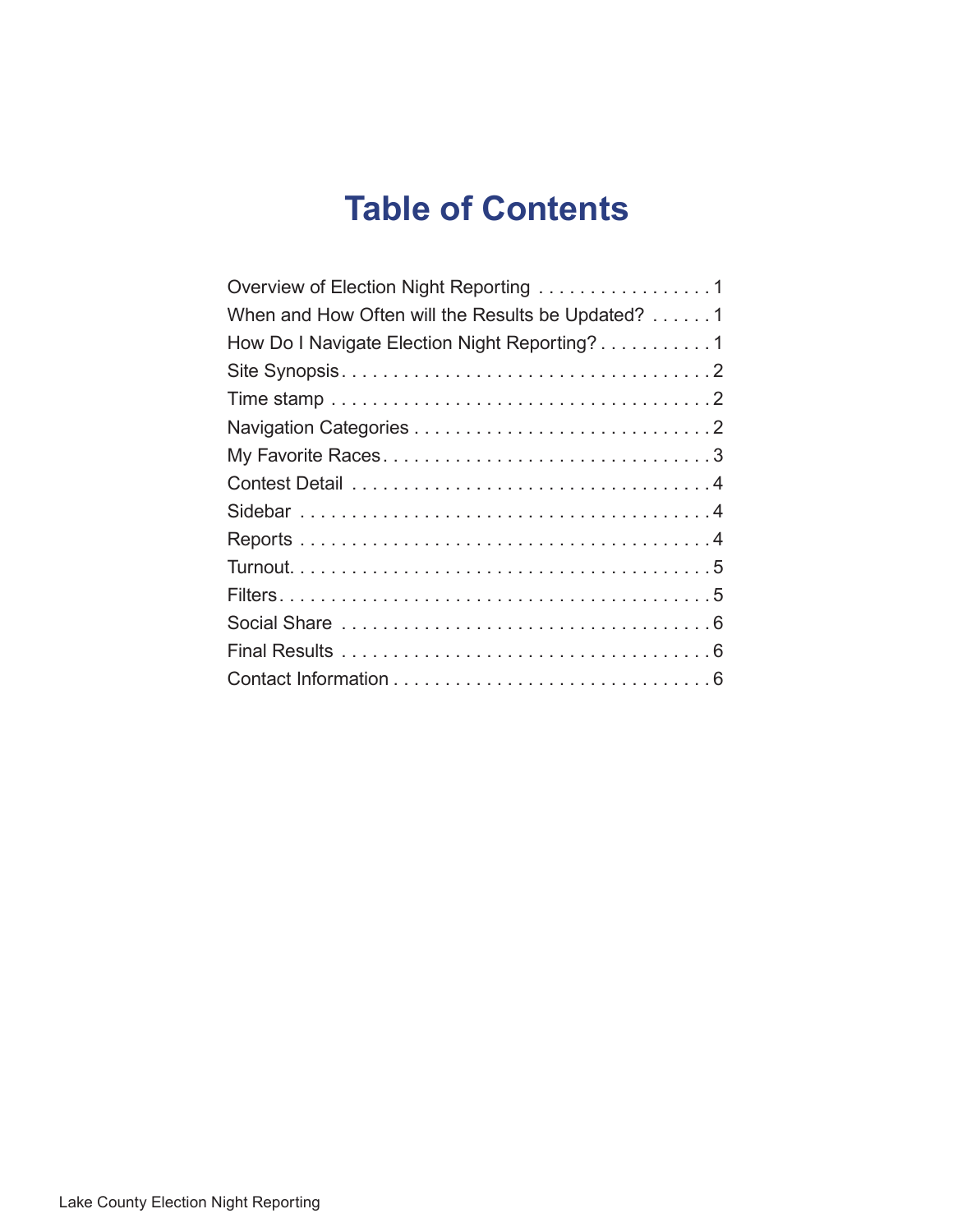# Table of Contents

| | |
|---|---|
| Overview of Election Night Reporting | 1 |
| When and How Often will the Results be Updated? | 1 |
| How Do I Navigate Election Night Reporting? | 1 |
| Site Synopsis | 2 |
| Time stamp | 2 |
| Navigation Categories | 2 |
| My Favorite Races | 3 |
| Contest Detail | 4 |
| Sidebar | 4 |
| Reports | 4 |
| Turnout | 5 |
| Filters | 5 |
| Social Share | 6 |
| Final Results | 6 |
| Contact Information | 6 |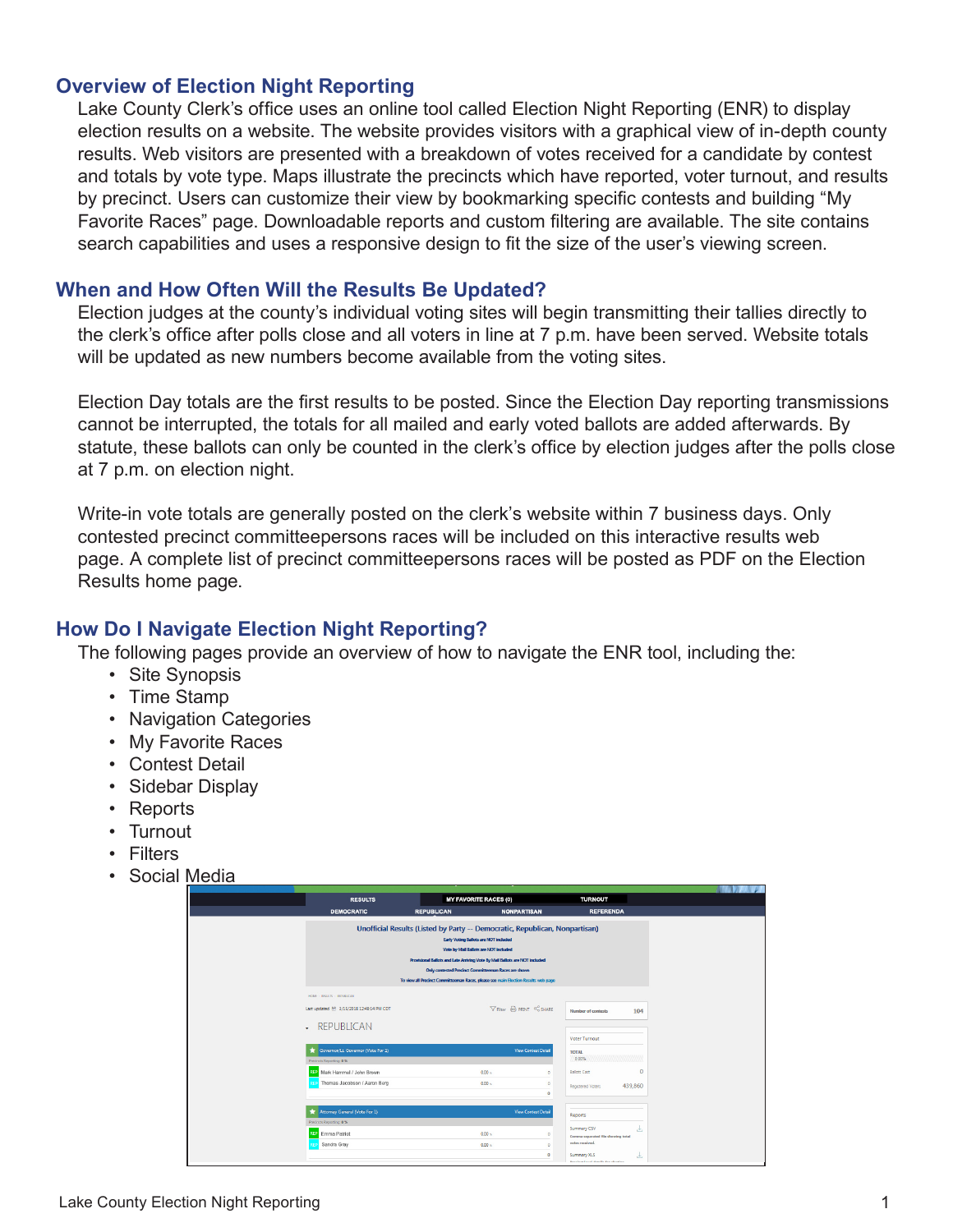## Overview of Election Night Reporting

Lake County Clerk's office uses an online tool called Election Night Reporting (ENR) to display election results on a website. The website provides visitors with a graphical view of in-depth county results. Web visitors are presented with a breakdown of votes received for a candidate by contest and totals by vote type. Maps illustrate the precincts which have reported, voter turnout, and results by precinct. Users can customize their view by bookmarking specific contests and building "My Favorite Races" page. Downloadable reports and custom filtering are available. The site contains search capabilities and uses a responsive design to fit the size of the user's viewing screen.

## When and How Often Will the Results Be Updated?

Election judges at the county's individual voting sites will begin transmitting their tallies directly to the clerk's office after polls close and all voters in line at 7 p.m. have been served. Website totals will be updated as new numbers become available from the voting sites.

Election Day totals are the first results to be posted. Since the Election Day reporting transmissions cannot be interrupted, the totals for all mailed and early voted ballots are added afterwards. By statute, these ballots can only be counted in the clerk's office by election judges after the polls close at 7 p.m. on election night.

Write-in vote totals are generally posted on the clerk's website within 7 business days. Only contested precinct committeepersons races will be included on this interactive results web page. A complete list of precinct committeepersons races will be posted as PDF on the Election Results home page.

## How Do I Navigate Election Night Reporting?

The following pages provide an overview of how to navigate the ENR tool, including the:

- Site Synopsis
- Time Stamp
- Navigation Categories
- My Favorite Races
- Contest Detail
- Sidebar Display
- Reports
- Turnout
- Filters
- Social Media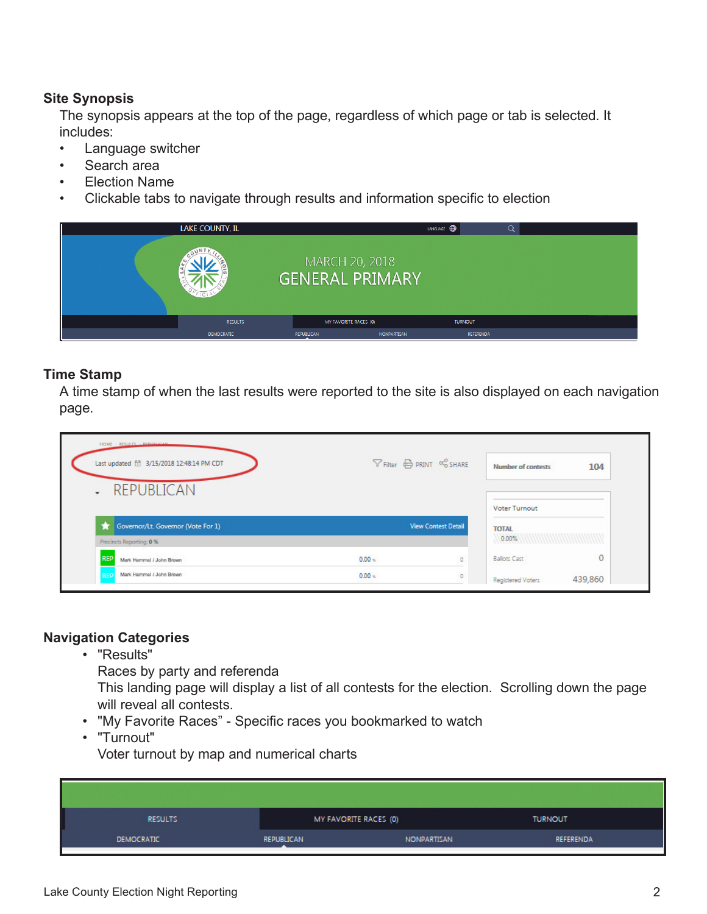## Site Synopsis

The synopsis appears at the top of the page, regardless of which page or tab is selected. It includes:

- Language switcher
- Search area
- Election Name
- Clickable tabs to navigate through results and information specific to election

## Time Stamp

A time stamp of when the last results were reported to the site is also displayed on each navigation page.

## Navigation Categories

- "Results"
  Races by party and referenda
  This landing page will display a list of all contests for the election. Scrolling down the page will reveal all contests.
- "My Favorite Races" - Specific races you bookmarked to watch
- "Turnout"
  Voter turnout by map and numerical charts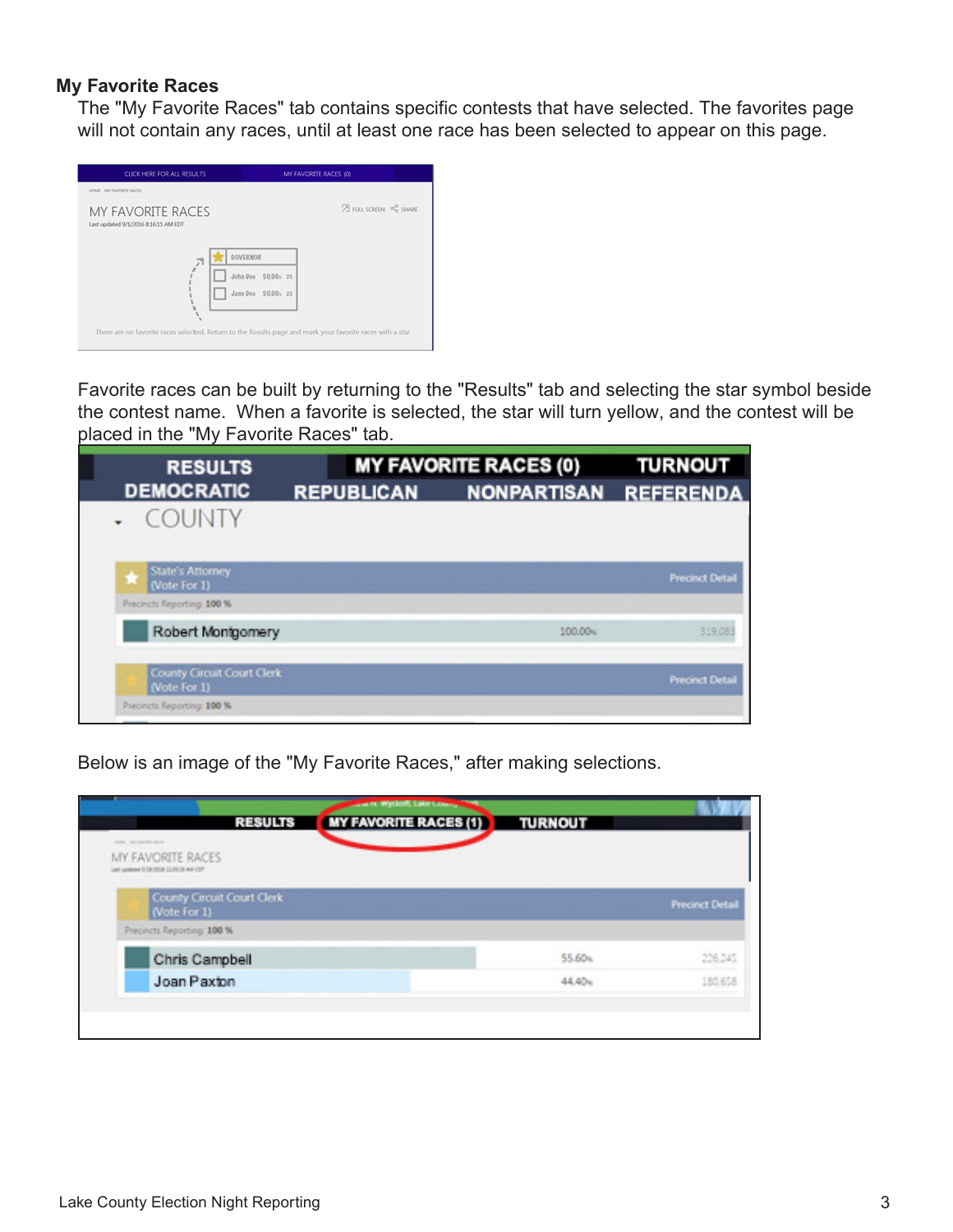## My Favorite Races

The "My Favorite Races" tab contains specific contests that have selected. The favorites page will not contain any races, until at least one race has been selected to appear on this page.

Favorite races can be built by returning to the "Results" tab and selecting the star symbol beside the contest name. When a favorite is selected, the star will turn yellow, and the contest will be placed in the "My Favorite Races" tab.

Below is an image of the "My Favorite Races," after making selections.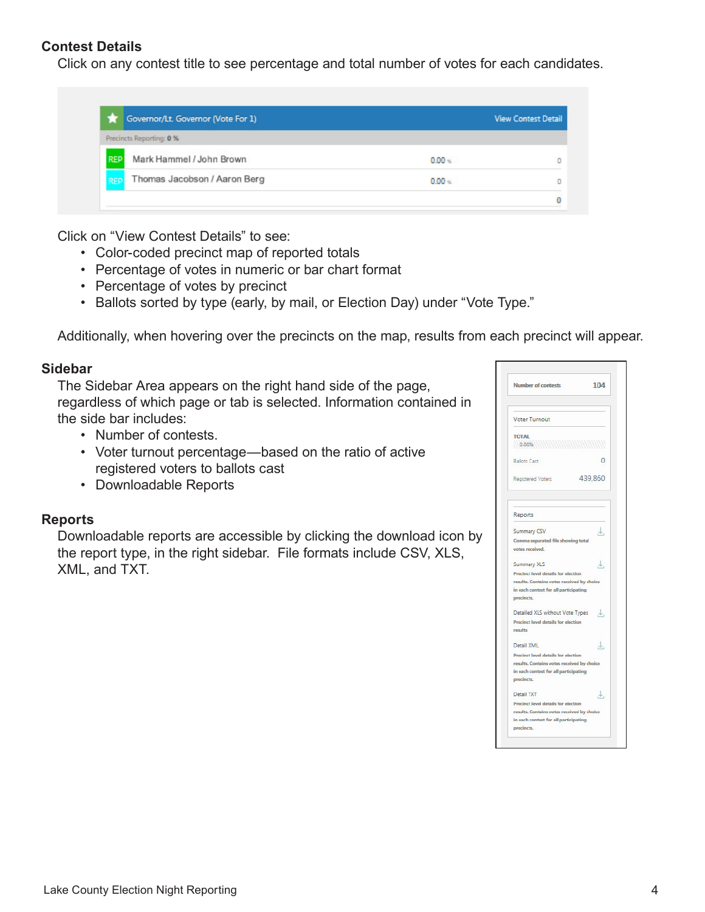## Contest Details

Click on any contest title to see percentage and total number of votes for each candidates.

Click on "View Contest Details" to see:

- Color-coded precinct map of reported totals
- Percentage of votes in numeric or bar chart format
- Percentage of votes by precinct
- Ballots sorted by type (early, by mail, or Election Day) under "Vote Type."

Additionally, when hovering over the precincts on the map, results from each precinct will appear.

## Sidebar

The Sidebar Area appears on the right hand side of the page, regardless of which page or tab is selected. Information contained in the side bar includes:

- Number of contests.
- Voter turnout percentage—based on the ratio of active registered voters to ballots cast
- Downloadable Reports

## Reports

Downloadable reports are accessible by clicking the download icon by the report type, in the right sidebar. File formats include CSV, XLS, XML, and TXT.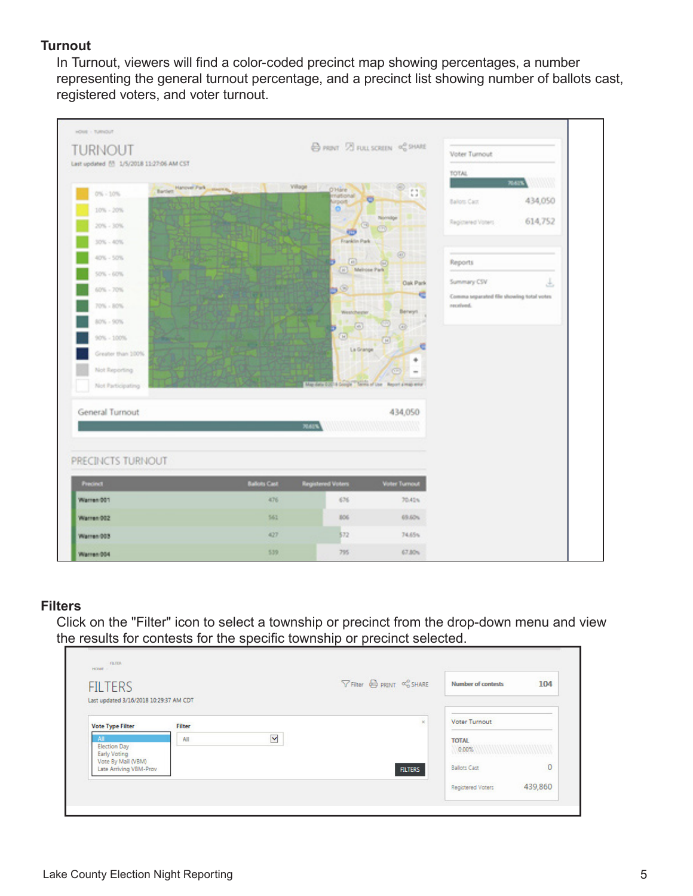### Turnout

In Turnout, viewers will find a color-coded precinct map showing percentages, a number representing the general turnout percentage, and a precinct list showing number of ballots cast, registered voters, and voter turnout.

### Filters

Click on the "Filter" icon to select a township or precinct from the drop-down menu and view the results for contests for the specific township or precinct selected.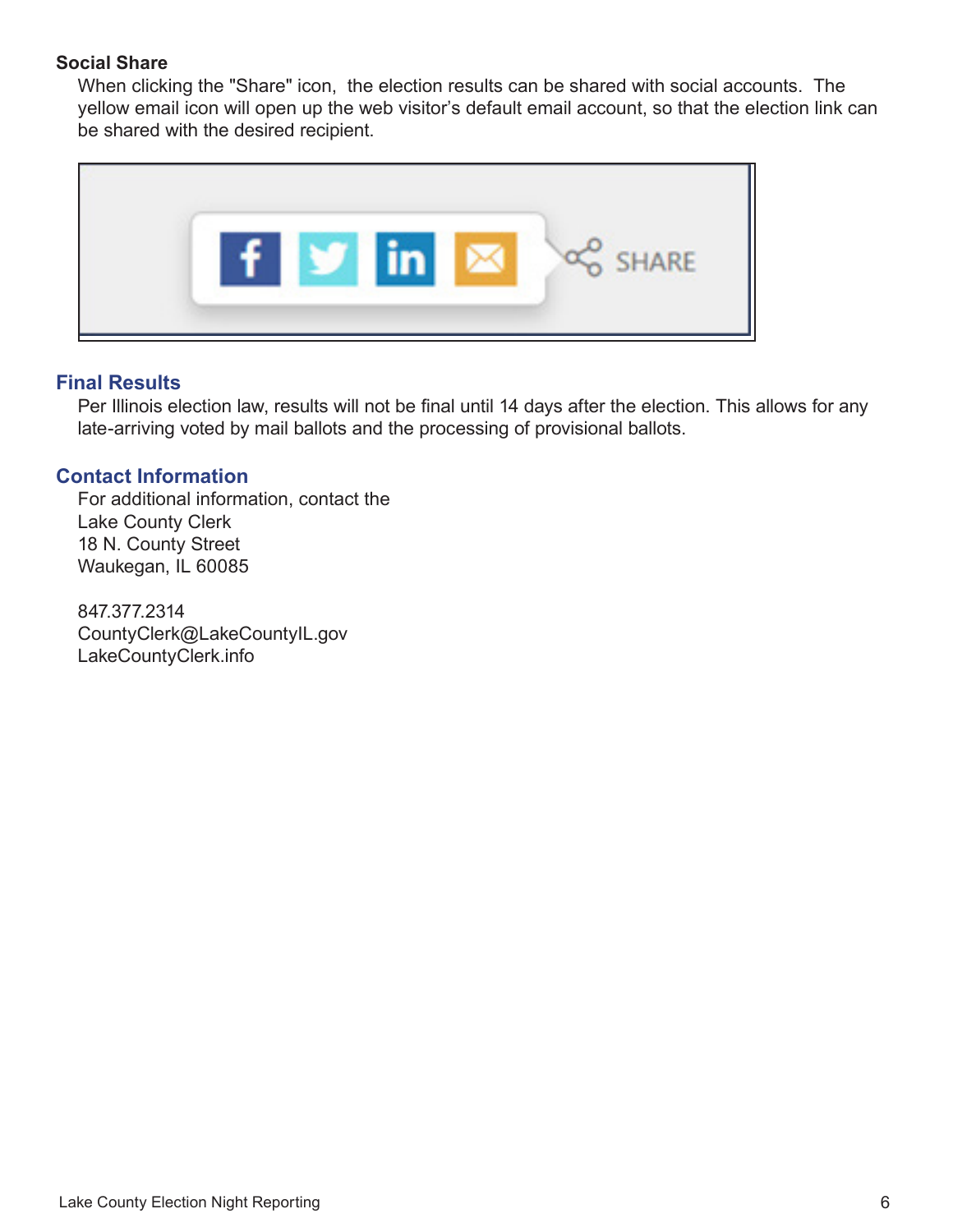**Social Share**

When clicking the "Share" icon, the election results can be shared with social accounts. The yellow email icon will open up the web visitor's default email account, so that the election link can be shared with the desired recipient.

## Final Results

Per Illinois election law, results will not be final until 14 days after the election. This allows for any late-arriving voted by mail ballots and the processing of provisional ballots.

## Contact Information

For additional information, contact the
Lake County Clerk
18 N. County Street
Waukegan, IL 60085

847.377.2314
CountyClerk@LakeCountyIL.gov
LakeCountyClerk.info